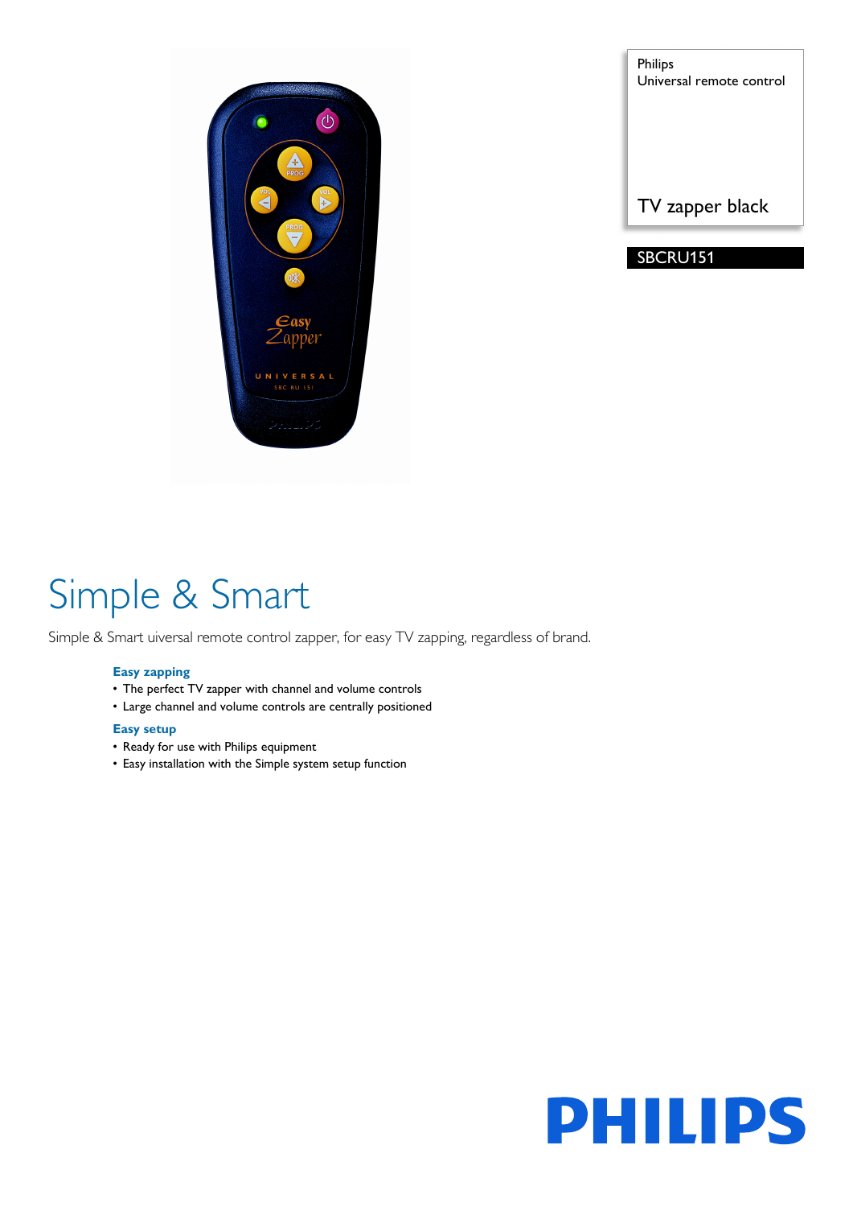Philips
Universal remote control

TV zapper black

SBCRU151

# Simple & Smart

Simple & Smart uiversal remote control zapper, for easy TV zapping, regardless of brand.

### Easy zapping

- The perfect TV zapper with channel and volume controls
- Large channel and volume controls are centrally positioned

### Easy setup

- Ready for use with Philips equipment
- Easy installation with the Simple system setup function

PHILIPS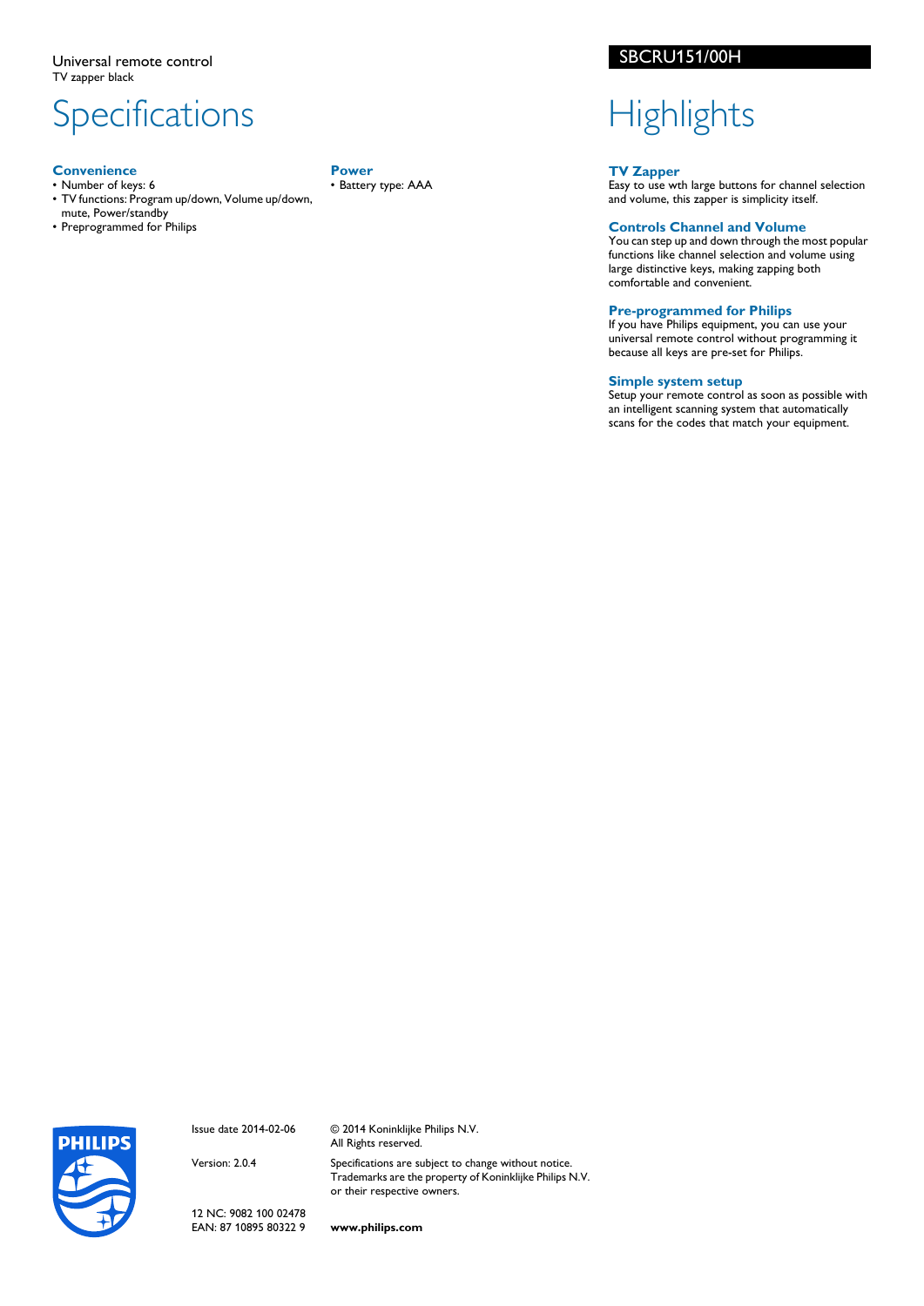Universal remote control
TV zapper black

SBCRU151/00H

# Specifications

## Convenience

- Number of keys: 6
- TV functions: Program up/down, Volume up/down, mute, Power/standby
- Preprogrammed for Philips

## Power

- Battery type: AAA

# Highlights

## TV Zapper

Easy to use wth large buttons for channel selection and volume, this zapper is simplicity itself.

## Controls Channel and Volume

You can step up and down through the most popular functions like channel selection and volume using large distinctive keys, making zapping both comfortable and convenient.

## Pre-programmed for Philips

If you have Philips equipment, you can use your universal remote control without programming it because all keys are pre-set for Philips.

## Simple system setup

Setup your remote control as soon as possible with an intelligent scanning system that automatically scans for the codes that match your equipment.

Issue date 2014-02-06

Version: 2.0.4

12 NC: 9082 100 02478
EAN: 87 10895 80322 9

© 2014 Koninklijke Philips N.V.
All Rights reserved.

Specifications are subject to change without notice. Trademarks are the property of Koninklijke Philips N.V. or their respective owners.

**www.philips.com**